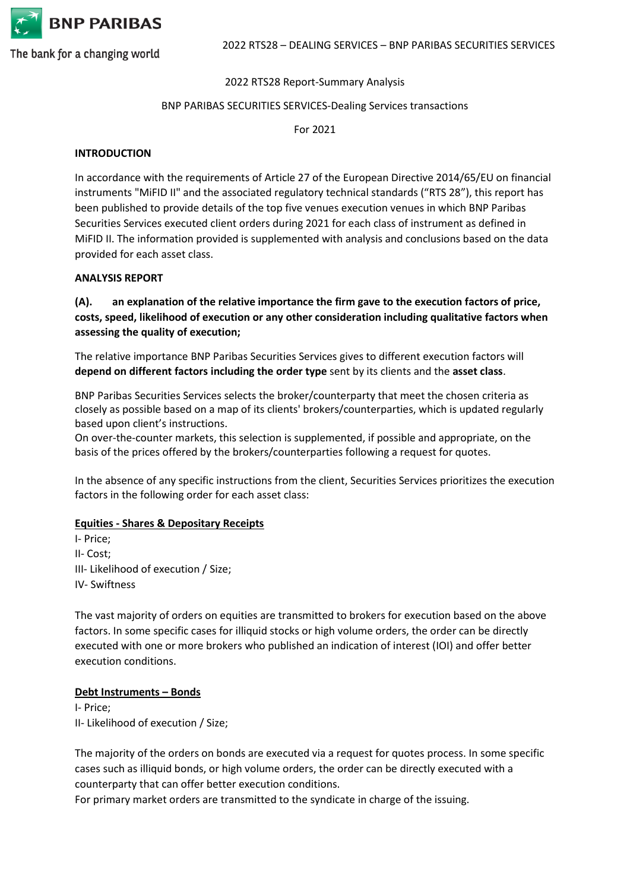2022 RTS28 Report-Summary Analysis

BNP PARIBAS SECURITIES SERVICES-Dealing Services transactions

For 2021

**INTRODUCTION**

In accordance with the requirements of Article 27 of the European Directive 2014/65/EU on financial instruments "MiFID II" and the associated regulatory technical standards ("RTS 28"), this report has been published to provide details of the top five venues execution venues in which BNP Paribas Securities Services executed client orders during 2021 for each class of instrument as defined in MiFID II. The information provided is supplemented with analysis and conclusions based on the data provided for each asset class.

**ANALYSIS REPORT**

**(A). an explanation of the relative importance the firm gave to the execution factors of price, costs, speed, likelihood of execution or any other consideration including qualitative factors when assessing the quality of execution;**

The relative importance BNP Paribas Securities Services gives to different execution factors will **depend on different factors including the order type** sent by its clients and the **asset class**.

BNP Paribas Securities Services selects the broker/counterparty that meet the chosen criteria as closely as possible based on a map of its clients' brokers/counterparties, which is updated regularly based upon client's instructions.
On over-the-counter markets, this selection is supplemented, if possible and appropriate, on the basis of the prices offered by the brokers/counterparties following a request for quotes.

In the absence of any specific instructions from the client, Securities Services prioritizes the execution factors in the following order for each asset class:

**Equities - Shares & Depositary Receipts**

I- Price;
II- Cost;
III- Likelihood of execution / Size;
IV- Swiftness

The vast majority of orders on equities are transmitted to brokers for execution based on the above factors. In some specific cases for illiquid stocks or high volume orders, the order can be directly executed with one or more brokers who published an indication of interest (IOI) and offer better execution conditions.

**Debt Instruments – Bonds**

I- Price;
II- Likelihood of execution / Size;

The majority of the orders on bonds are executed via a request for quotes process. In some specific cases such as illiquid bonds, or high volume orders, the order can be directly executed with a counterparty that can offer better execution conditions.
For primary market orders are transmitted to the syndicate in charge of the issuing.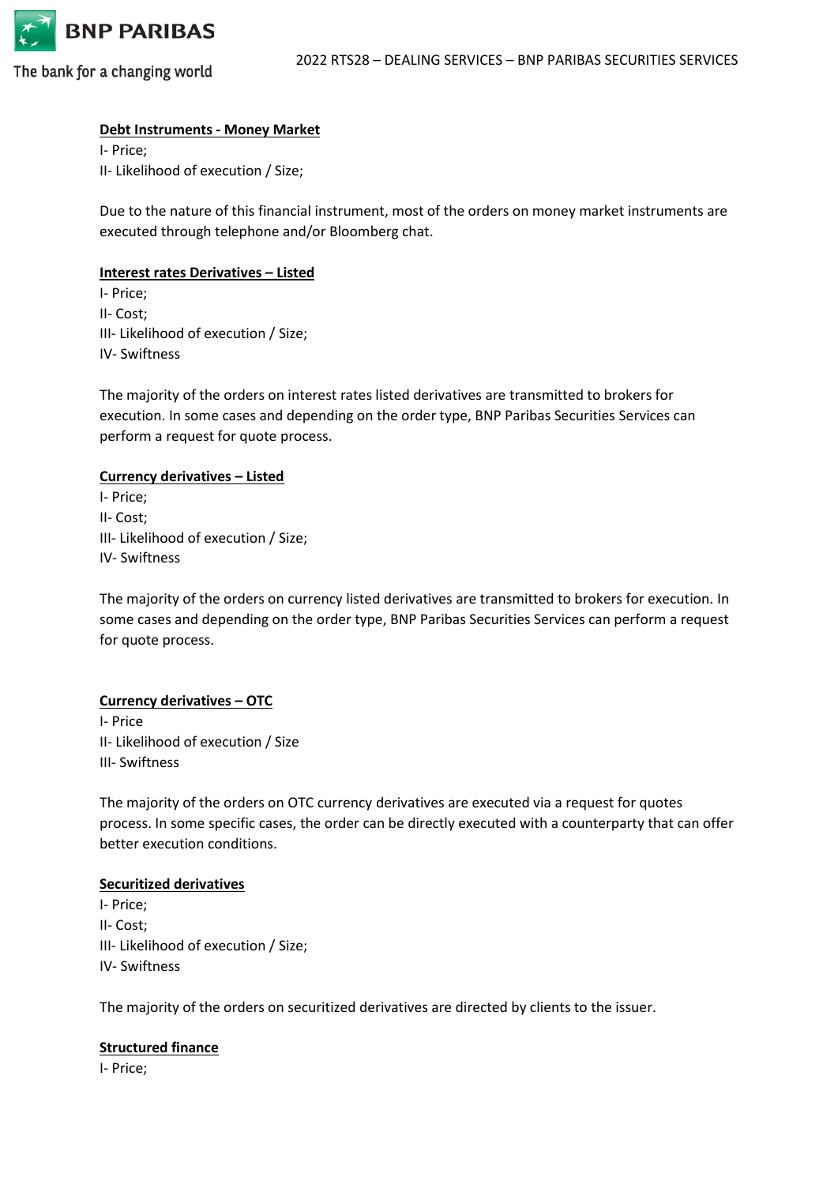**Debt Instruments - Money Market**

I- Price;
II- Likelihood of execution / Size;

Due to the nature of this financial instrument, most of the orders on money market instruments are executed through telephone and/or Bloomberg chat.

**Interest rates Derivatives – Listed**

I- Price;
II- Cost;
III- Likelihood of execution / Size;
IV- Swiftness

The majority of the orders on interest rates listed derivatives are transmitted to brokers for execution. In some cases and depending on the order type, BNP Paribas Securities Services can perform a request for quote process.

**Currency derivatives – Listed**

I- Price;
II- Cost;
III- Likelihood of execution / Size;
IV- Swiftness

The majority of the orders on currency listed derivatives are transmitted to brokers for execution. In some cases and depending on the order type, BNP Paribas Securities Services can perform a request for quote process.

**Currency derivatives – OTC**

I- Price
II- Likelihood of execution / Size
III- Swiftness

The majority of the orders on OTC currency derivatives are executed via a request for quotes process. In some specific cases, the order can be directly executed with a counterparty that can offer better execution conditions.

**Securitized derivatives**

I- Price;
II- Cost;
III- Likelihood of execution / Size;
IV- Swiftness

The majority of the orders on securitized derivatives are directed by clients to the issuer.

**Structured finance**

I- Price;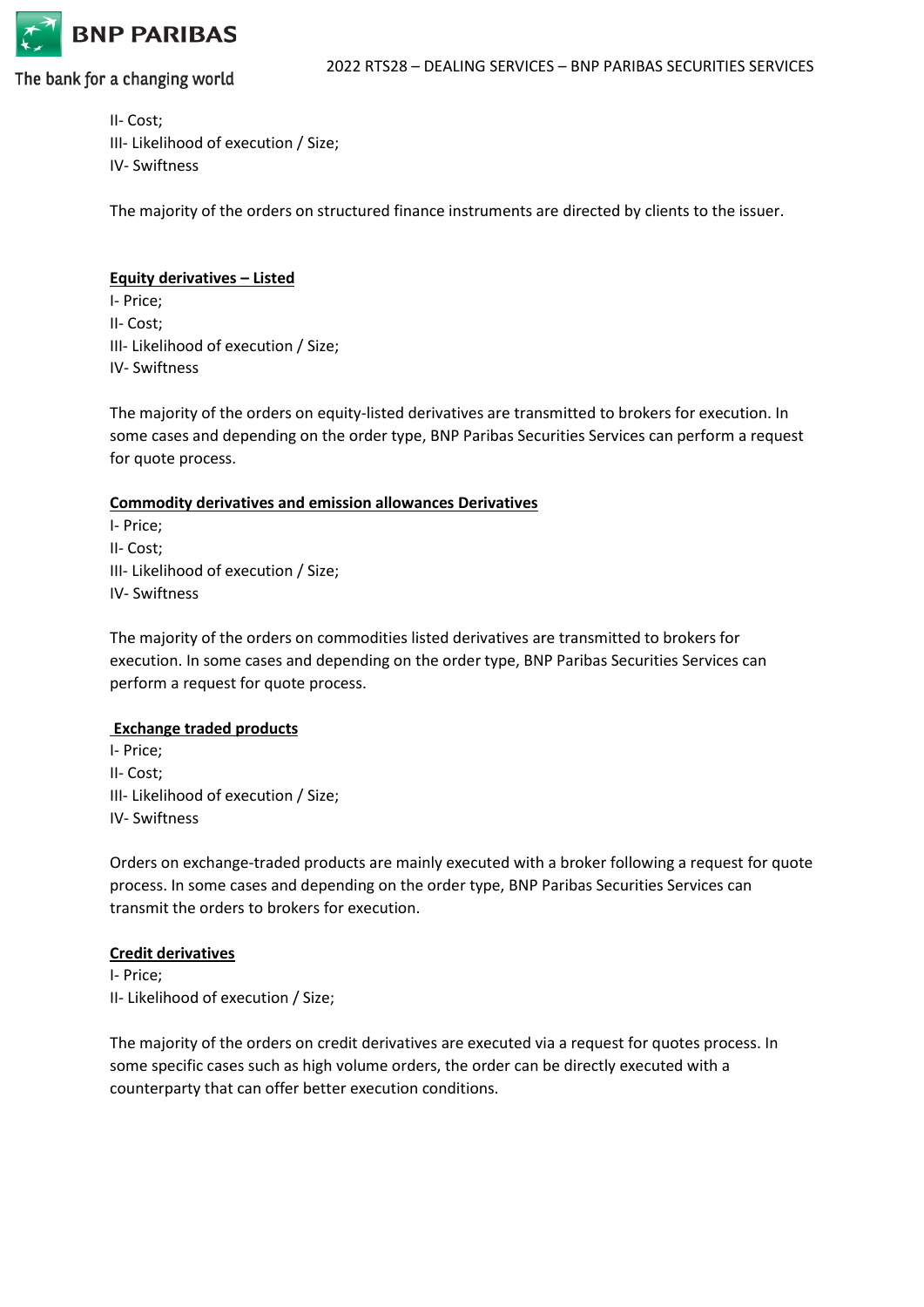II- Cost;
III- Likelihood of execution / Size;
IV- Swiftness

The majority of the orders on structured finance instruments are directed by clients to the issuer.

**Equity derivatives – Listed**

I- Price;
II- Cost;
III- Likelihood of execution / Size;
IV- Swiftness

The majority of the orders on equity-listed derivatives are transmitted to brokers for execution. In some cases and depending on the order type, BNP Paribas Securities Services can perform a request for quote process.

**Commodity derivatives and emission allowances Derivatives**

I- Price;
II- Cost;
III- Likelihood of execution / Size;
IV- Swiftness

The majority of the orders on commodities listed derivatives are transmitted to brokers for execution. In some cases and depending on the order type, BNP Paribas Securities Services can perform a request for quote process.

**Exchange traded products**

I- Price;
II- Cost;
III- Likelihood of execution / Size;
IV- Swiftness

Orders on exchange-traded products are mainly executed with a broker following a request for quote process. In some cases and depending on the order type, BNP Paribas Securities Services can transmit the orders to brokers for execution.

**Credit derivatives**

I- Price;
II- Likelihood of execution / Size;

The majority of the orders on credit derivatives are executed via a request for quotes process. In some specific cases such as high volume orders, the order can be directly executed with a counterparty that can offer better execution conditions.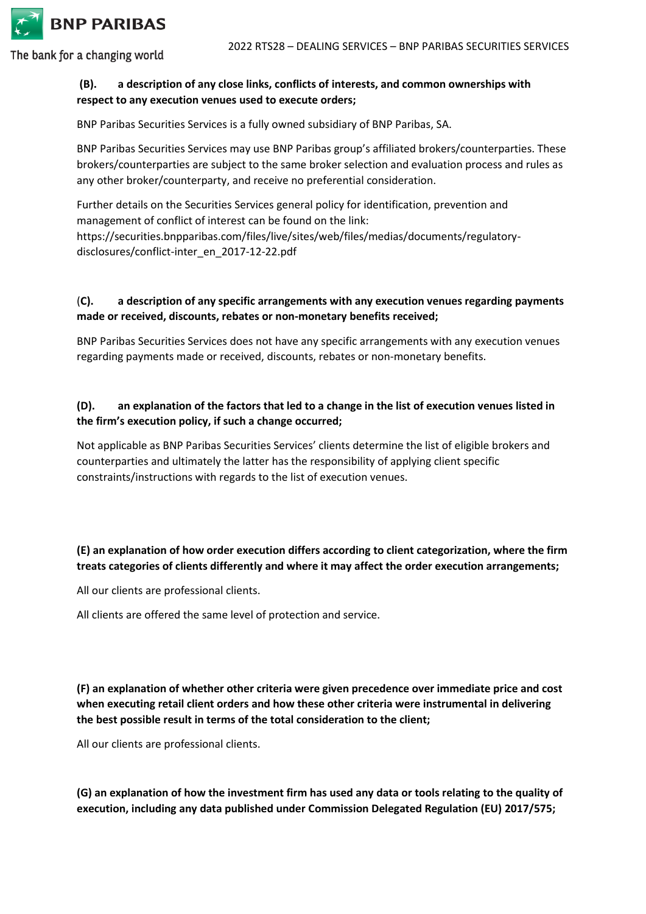**(B). a description of any close links, conflicts of interests, and common ownerships with respect to any execution venues used to execute orders;**

BNP Paribas Securities Services is a fully owned subsidiary of BNP Paribas, SA.

BNP Paribas Securities Services may use BNP Paribas group's affiliated brokers/counterparties. These brokers/counterparties are subject to the same broker selection and evaluation process and rules as any other broker/counterparty, and receive no preferential consideration.

Further details on the Securities Services general policy for identification, prevention and management of conflict of interest can be found on the link: https://securities.bnpparibas.com/files/live/sites/web/files/medias/documents/regulatory-disclosures/conflict-inter_en_2017-12-22.pdf

**(C). a description of any specific arrangements with any execution venues regarding payments made or received, discounts, rebates or non-monetary benefits received;**

BNP Paribas Securities Services does not have any specific arrangements with any execution venues regarding payments made or received, discounts, rebates or non-monetary benefits.

**(D). an explanation of the factors that led to a change in the list of execution venues listed in the firm's execution policy, if such a change occurred;**

Not applicable as BNP Paribas Securities Services' clients determine the list of eligible brokers and counterparties and ultimately the latter has the responsibility of applying client specific constraints/instructions with regards to the list of execution venues.

**(E) an explanation of how order execution differs according to client categorization, where the firm treats categories of clients differently and where it may affect the order execution arrangements;**

All our clients are professional clients.

All clients are offered the same level of protection and service.

**(F) an explanation of whether other criteria were given precedence over immediate price and cost when executing retail client orders and how these other criteria were instrumental in delivering the best possible result in terms of the total consideration to the client;**

All our clients are professional clients.

**(G) an explanation of how the investment firm has used any data or tools relating to the quality of execution, including any data published under Commission Delegated Regulation (EU) 2017/575;**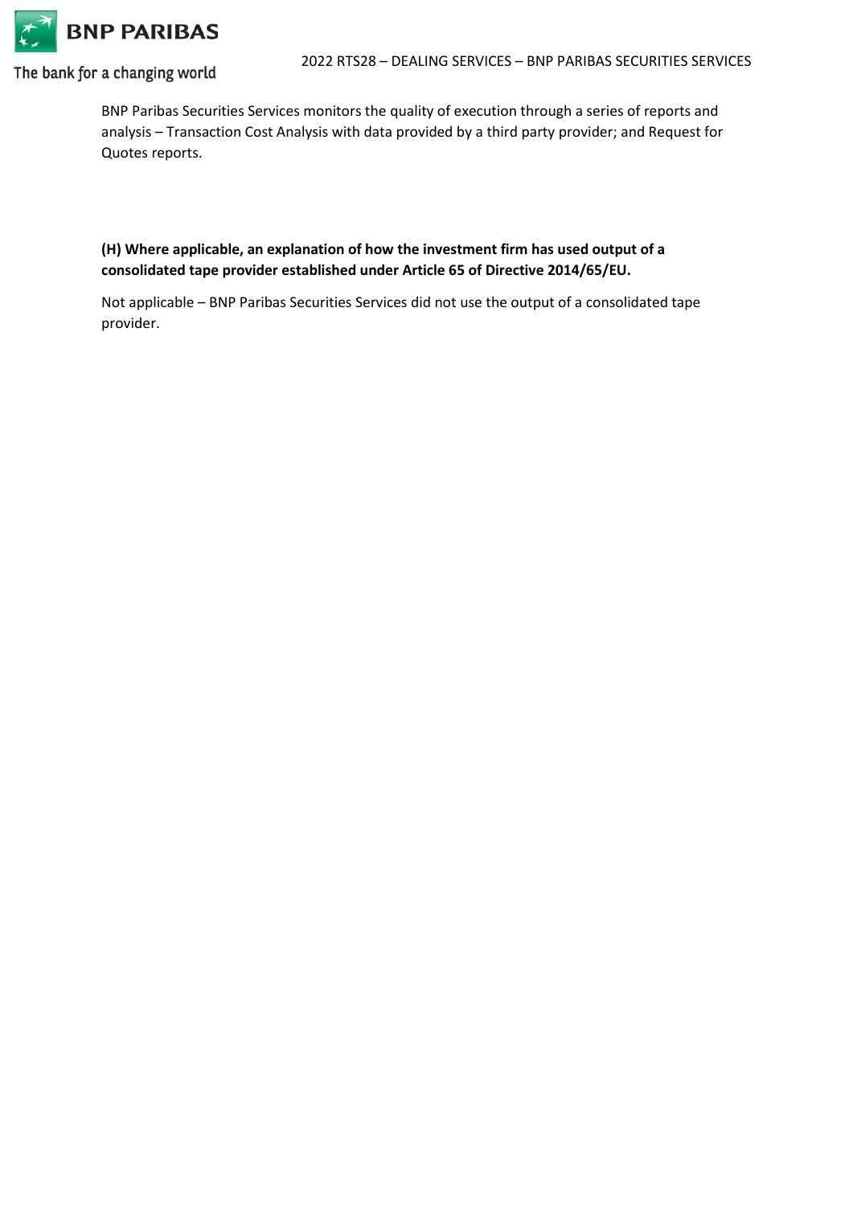BNP Paribas Securities Services monitors the quality of execution through a series of reports and analysis – Transaction Cost Analysis with data provided by a third party provider; and Request for Quotes reports.

**(H) Where applicable, an explanation of how the investment firm has used output of a consolidated tape provider established under Article 65 of Directive 2014/65/EU.**

Not applicable – BNP Paribas Securities Services did not use the output of a consolidated tape provider.